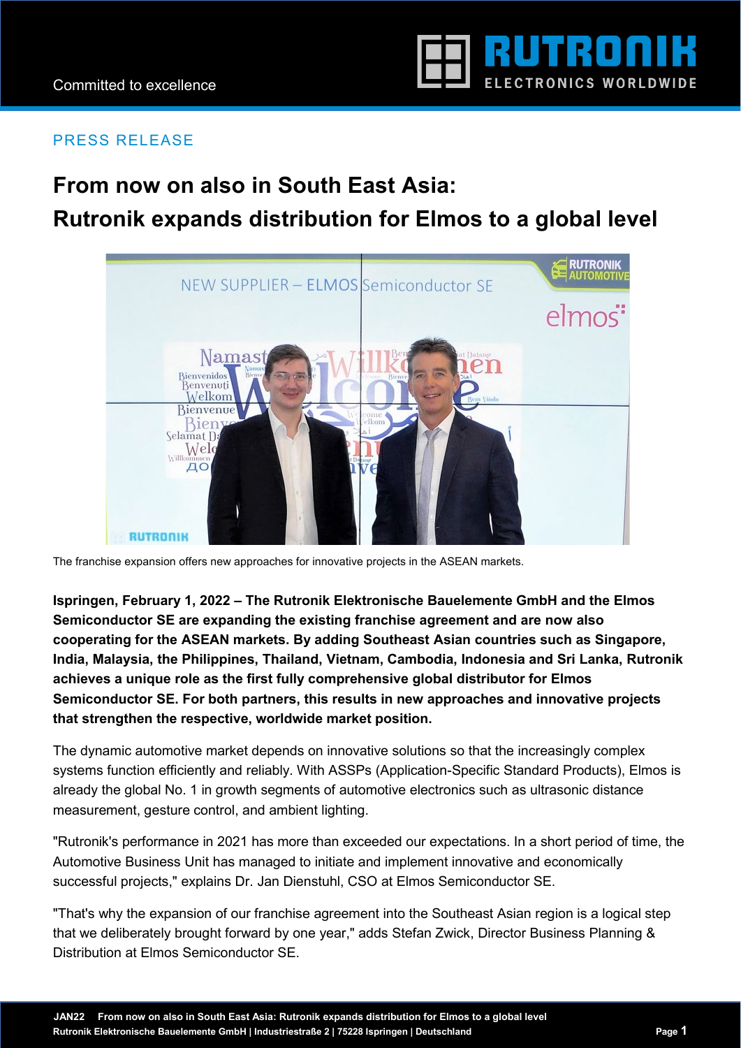PRESS RELEASE

# From now on also in South East Asia: Rutronik expands distribution for Elmos to a global level

The franchise expansion offers new approaches for innovative projects in the ASEAN markets.

**Ispringen, February 1, 2022 – The Rutronik Elektronische Bauelemente GmbH and the Elmos Semiconductor SE are expanding the existing franchise agreement and are now also cooperating for the ASEAN markets. By adding Southeast Asian countries such as Singapore, India, Malaysia, the Philippines, Thailand, Vietnam, Cambodia, Indonesia and Sri Lanka, Rutronik achieves a unique role as the first fully comprehensive global distributor for Elmos Semiconductor SE. For both partners, this results in new approaches and innovative projects that strengthen the respective, worldwide market position.**

The dynamic automotive market depends on innovative solutions so that the increasingly complex systems function efficiently and reliably. With ASSPs (Application-Specific Standard Products), Elmos is already the global No. 1 in growth segments of automotive electronics such as ultrasonic distance measurement, gesture control, and ambient lighting.

"Rutronik's performance in 2021 has more than exceeded our expectations. In a short period of time, the Automotive Business Unit has managed to initiate and implement innovative and economically successful projects," explains Dr. Jan Dienstuhl, CSO at Elmos Semiconductor SE.

"That's why the expansion of our franchise agreement into the Southeast Asian region is a logical step that we deliberately brought forward by one year," adds Stefan Zwick, Director Business Planning & Distribution at Elmos Semiconductor SE.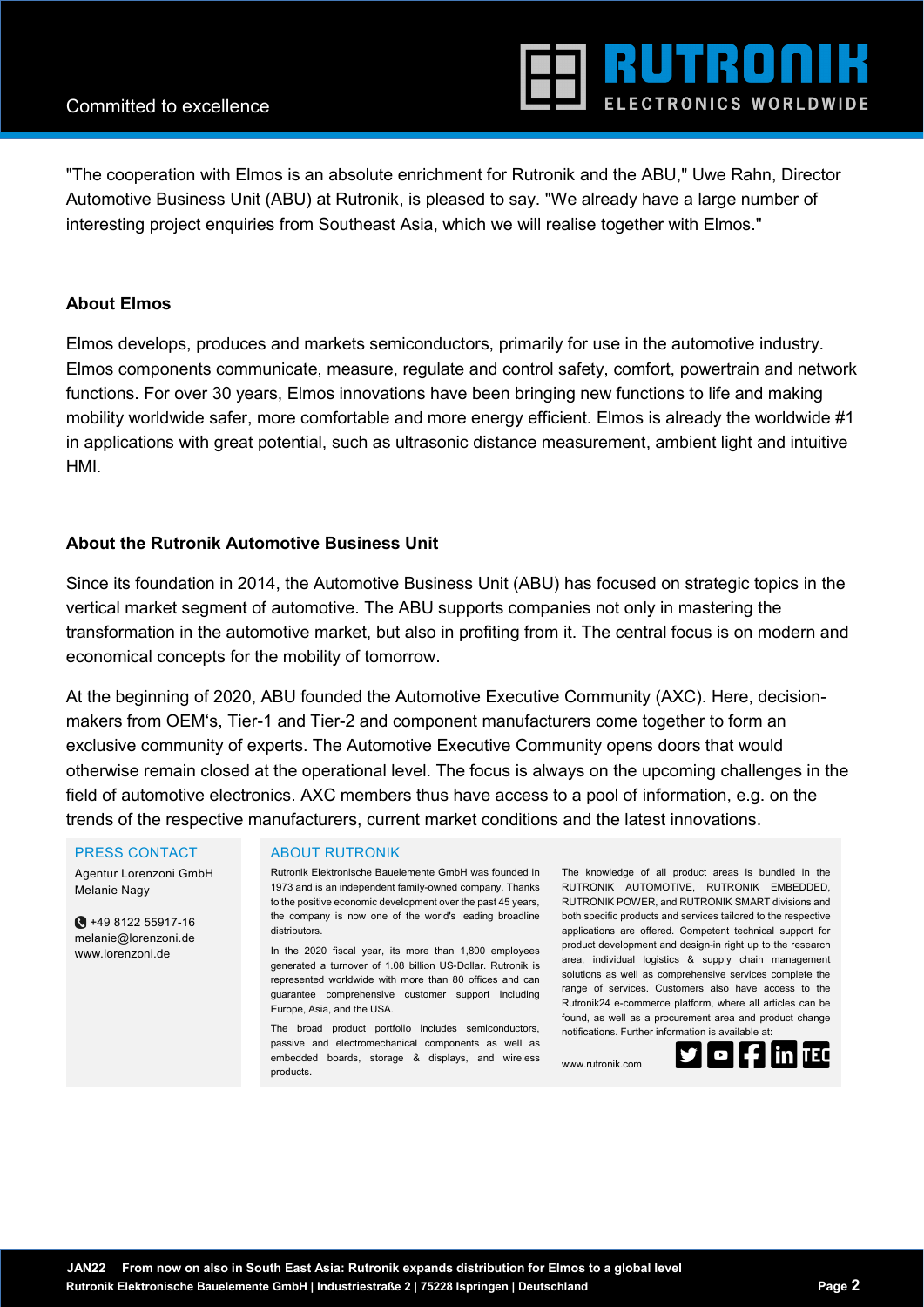"The cooperation with Elmos is an absolute enrichment for Rutronik and the ABU," Uwe Rahn, Director Automotive Business Unit (ABU) at Rutronik, is pleased to say. "We already have a large number of interesting project enquiries from Southeast Asia, which we will realise together with Elmos."

**About Elmos**

Elmos develops, produces and markets semiconductors, primarily for use in the automotive industry. Elmos components communicate, measure, regulate and control safety, comfort, powertrain and network functions. For over 30 years, Elmos innovations have been bringing new functions to life and making mobility worldwide safer, more comfortable and more energy efficient. Elmos is already the worldwide #1 in applications with great potential, such as ultrasonic distance measurement, ambient light and intuitive HMI.

**About the Rutronik Automotive Business Unit**

Since its foundation in 2014, the Automotive Business Unit (ABU) has focused on strategic topics in the vertical market segment of automotive. The ABU supports companies not only in mastering the transformation in the automotive market, but also in profiting from it. The central focus is on modern and economical concepts for the mobility of tomorrow.

At the beginning of 2020, ABU founded the Automotive Executive Community (AXC). Here, decision-makers from OEM's, Tier-1 and Tier-2 and component manufacturers come together to form an exclusive community of experts. The Automotive Executive Community opens doors that would otherwise remain closed at the operational level. The focus is always on the upcoming challenges in the field of automotive electronics. AXC members thus have access to a pool of information, e.g. on the trends of the respective manufacturers, current market conditions and the latest innovations.

PRESS CONTACT

Agentur Lorenzoni GmbH
Melanie Nagy

+49 8122 55917-16
melanie@lorenzoni.de
www.lorenzoni.de

ABOUT RUTRONIK

Rutronik Elektronische Bauelemente GmbH was founded in 1973 and is an independent family-owned company. Thanks to the positive economic development over the past 45 years, the company is now one of the world's leading broadline distributors.

In the 2020 fiscal year, its more than 1,800 employees generated a turnover of 1.08 billion US-Dollar. Rutronik is represented worldwide with more than 80 offices and can guarantee comprehensive customer support including Europe, Asia, and the USA.

The broad product portfolio includes semiconductors, passive and electromechanical components as well as embedded boards, storage & displays, and wireless products.

The knowledge of all product areas is bundled in the RUTRONIK AUTOMOTIVE, RUTRONIK EMBEDDED, RUTRONIK POWER, and RUTRONIK SMART divisions and both specific products and services tailored to the respective applications are offered. Competent technical support for product development and design-in right up to the research area, individual logistics & supply chain management solutions as well as comprehensive services complete the range of services. Customers also have access to the Rutronik24 e-commerce platform, where all articles can be found, as well as a procurement area and product change notifications. Further information is available at:

www.rutronik.com